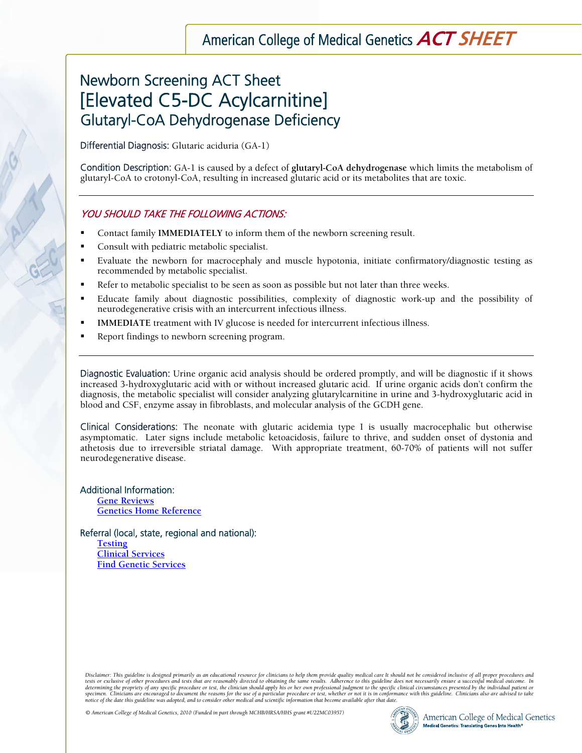American College of Medical Genetics *ACT SHEET*

# Newborn Screening ACT Sheet
# [Elevated C5-DC Acylcarnitine]
## Glutaryl-CoA Dehydrogenase Deficiency

Differential Diagnosis: Glutaric aciduria (GA-1)

Condition Description: GA-1 is caused by a defect of **glutaryl-CoA dehydrogenase** which limits the metabolism of glutaryl-CoA to crotonyl-CoA, resulting in increased glutaric acid or its metabolites that are toxic.

---

### *YOU SHOULD TAKE THE FOLLOWING ACTIONS:*

- Contact family **IMMEDIATELY** to inform them of the newborn screening result.
- Consult with pediatric metabolic specialist.
- Evaluate the newborn for macrocephaly and muscle hypotonia, initiate confirmatory/diagnostic testing as recommended by metabolic specialist.
- Refer to metabolic specialist to be seen as soon as possible but not later than three weeks.
- Educate family about diagnostic possibilities, complexity of diagnostic work-up and the possibility of neurodegenerative crisis with an intercurrent infectious illness.
- **IMMEDIATE** treatment with IV glucose is needed for intercurrent infectious illness.
- Report findings to newborn screening program.

---

Diagnostic Evaluation: Urine organic acid analysis should be ordered promptly, and will be diagnostic if it shows increased 3-hydroxyglutaric acid with or without increased glutaric acid. If urine organic acids don't confirm the diagnosis, the metabolic specialist will consider analyzing glutarylcarnitine in urine and 3-hydroxyglutaric acid in blood and CSF, enzyme assay in fibroblasts, and molecular analysis of the GCDH gene.

Clinical Considerations: The neonate with glutaric acidemia type I is usually macrocephalic but otherwise asymptomatic. Later signs include metabolic ketoacidosis, failure to thrive, and sudden onset of dystonia and athetosis due to irreversible striatal damage. With appropriate treatment, 60-70% of patients will not suffer neurodegenerative disease.

Additional Information:

- Gene Reviews
- Genetics Home Reference

Referral (local, state, regional and national):

- Testing
- Clinical Services
- Find Genetic Services

*Disclaimer: This guideline is designed primarily as an educational resource for clinicians to help them provide quality medical care It should not be considered inclusive of all proper procedures and tests or exclusive of other procedures and tests that are reasonably directed to obtaining the same results. Adherence to this guideline does not necessarily ensure a successful medical outcome. In determining the propriety of any specific procedure or test, the clinician should apply his or her own professional judgment to the specific clinical circumstances presented by the individual patient or specimen. Clinicians are encouraged to document the reasons for the use of a particular procedure or test, whether or not it is in conformance with this guideline. Clinicians also are advised to take notice of the date this guideline was adopted, and to consider other medical and scientific information that become available after that date.*

*© American College of Medical Genetics, 2010 (Funded in part through MCHB/HRSA/HHS grant #U22MC03957)*

American College of Medical Genetics
**Medical Genetics: Translating Genes Into Health®**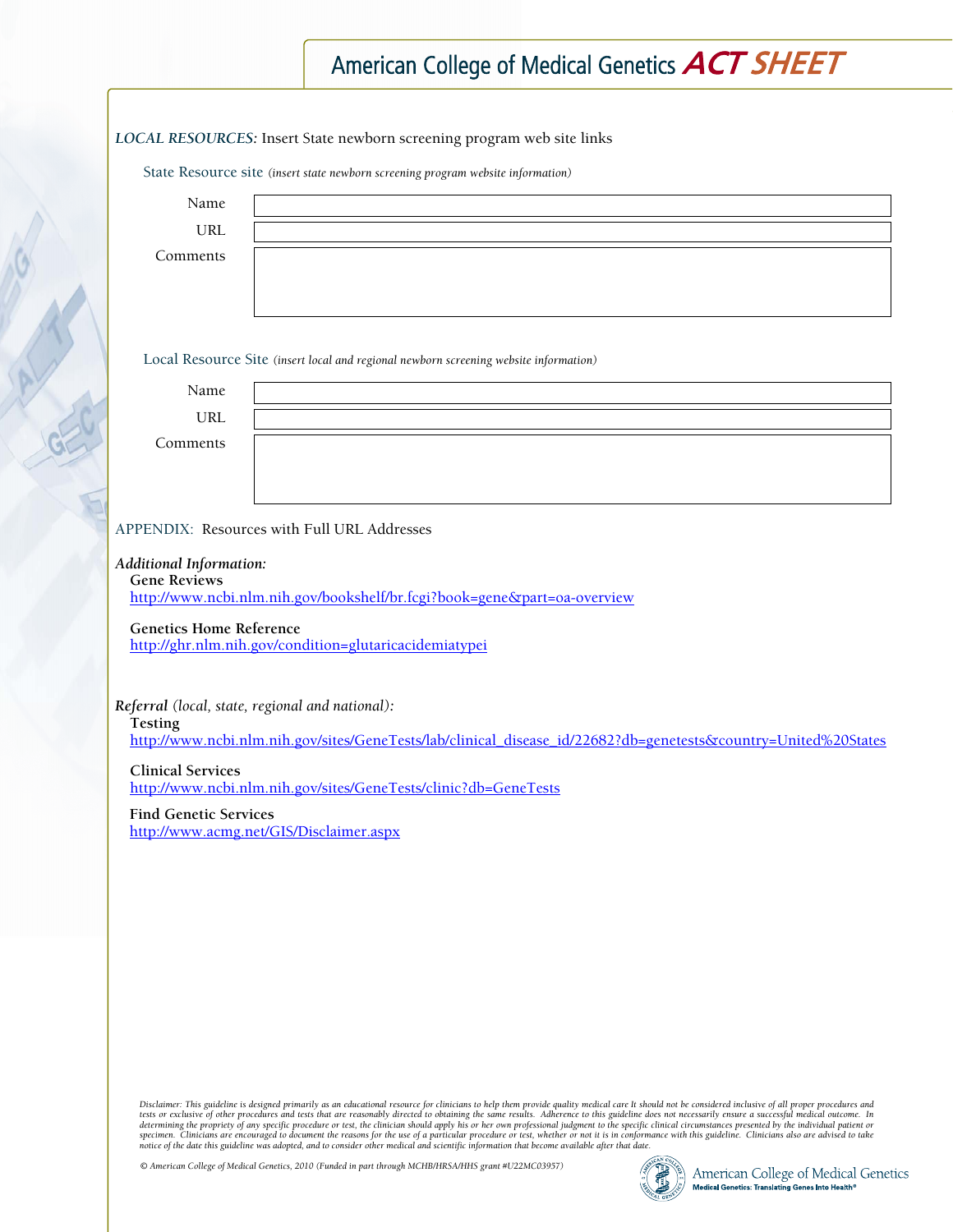*LOCAL RESOURCES:* Insert State newborn screening program web site links

State Resource site *(insert state newborn screening program website information)*

| | |
|---|---|
| Name | |
| URL | |
| Comments | |

Local Resource Site *(insert local and regional newborn screening website information)*

| | |
|---|---|
| Name | |
| URL | |
| Comments | |

APPENDIX: Resources with Full URL Addresses

*Additional Information:*

**Gene Reviews**
http://www.ncbi.nlm.nih.gov/bookshelf/br.fcgi?book=gene&part=oa-overview

**Genetics Home Reference**
http://ghr.nlm.nih.gov/condition=glutaricacidemiatypei

***Referral*** *(local, state, regional and national):*

**Testing**
http://www.ncbi.nlm.nih.gov/sites/GeneTests/lab/clinical_disease_id/22682?db=genetests&country=United%20States

**Clinical Services**
http://www.ncbi.nlm.nih.gov/sites/GeneTests/clinic?db=GeneTests

**Find Genetic Services**
http://www.acmg.net/GIS/Disclaimer.aspx

*Disclaimer: This guideline is designed primarily as an educational resource for clinicians to help them provide quality medical care It should not be considered inclusive of all proper procedures and tests or exclusive of other procedures and tests that are reasonably directed to obtaining the same results. Adherence to this guideline does not necessarily ensure a successful medical outcome. In determining the propriety of any specific procedure or test, the clinician should apply his or her own professional judgment to the specific clinical circumstances presented by the individual patient or specimen. Clinicians are encouraged to document the reasons for the use of a particular procedure or test, whether or not it is in conformance with this guideline. Clinicians also are advised to take notice of the date this guideline was adopted, and to consider other medical and scientific information that become available after that date.*

*© American College of Medical Genetics, 2010 (Funded in part through MCHB/HRSA/HHS grant #U22MC03957)*

American College of Medical Genetics
Medical Genetics: Translating Genes Into Health®